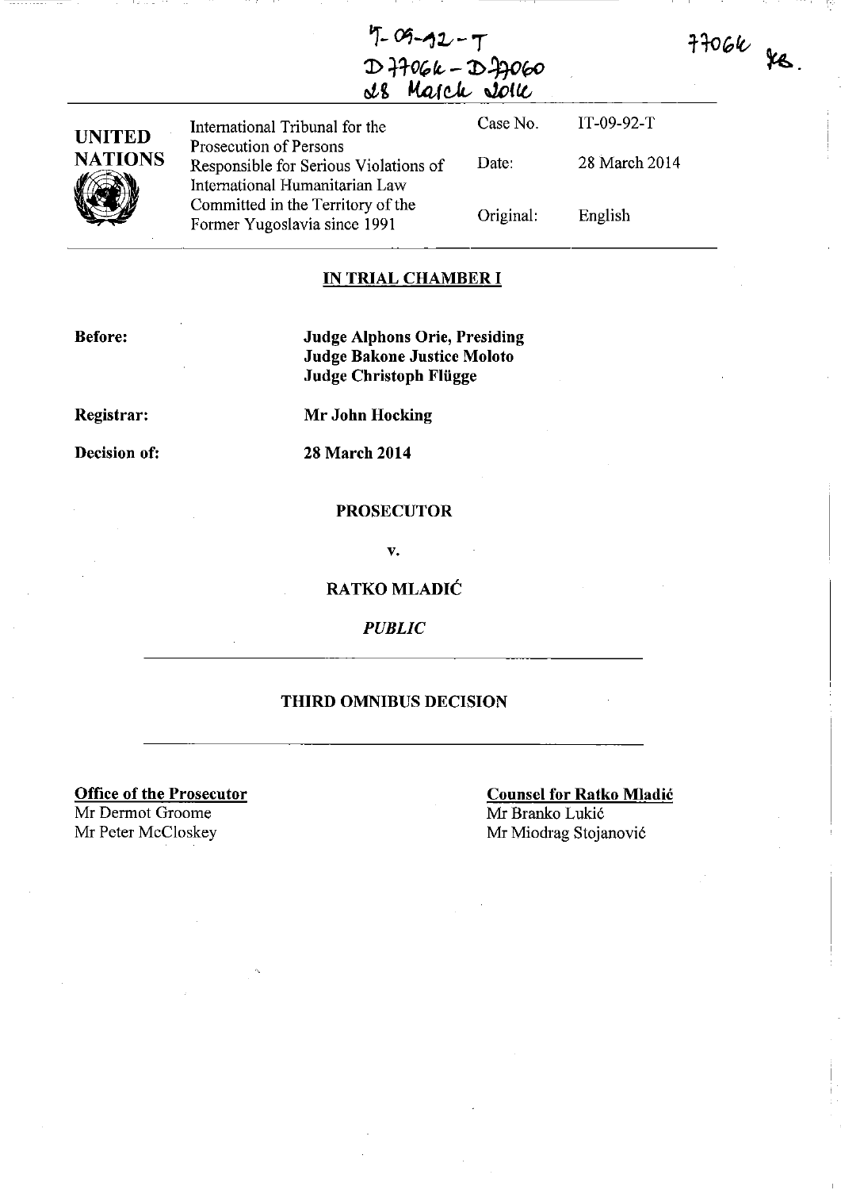IT-09-92-T
D77064 - D77060
28 March 2014

77064 RS.

| UNITED NATIONS | International Tribunal for the Prosecution of Persons Responsible for Serious Violations of International Humanitarian Law Committed in the Territory of the Former Yugoslavia since 1991 | Case No. | IT-09-92-T |
|---|---|---|---|
| | | Date: | 28 March 2014 |
| | | Original: | English |

**IN TRIAL CHAMBER I**

**Before:** **Judge Alphons Orie, Presiding**
**Judge Bakone Justice Moloto**
**Judge Christoph Flügge**

**Registrar:** **Mr John Hocking**

**Decision of:** **28 March 2014**

**PROSECUTOR**

**v.**

**RATKO MLADIĆ**

*PUBLIC*

**THIRD OMNIBUS DECISION**

**Office of the Prosecutor**
Mr Dermot Groome
Mr Peter McCloskey

**Counsel for Ratko Mladić**
Mr Branko Lukić
Mr Miodrag Stojanović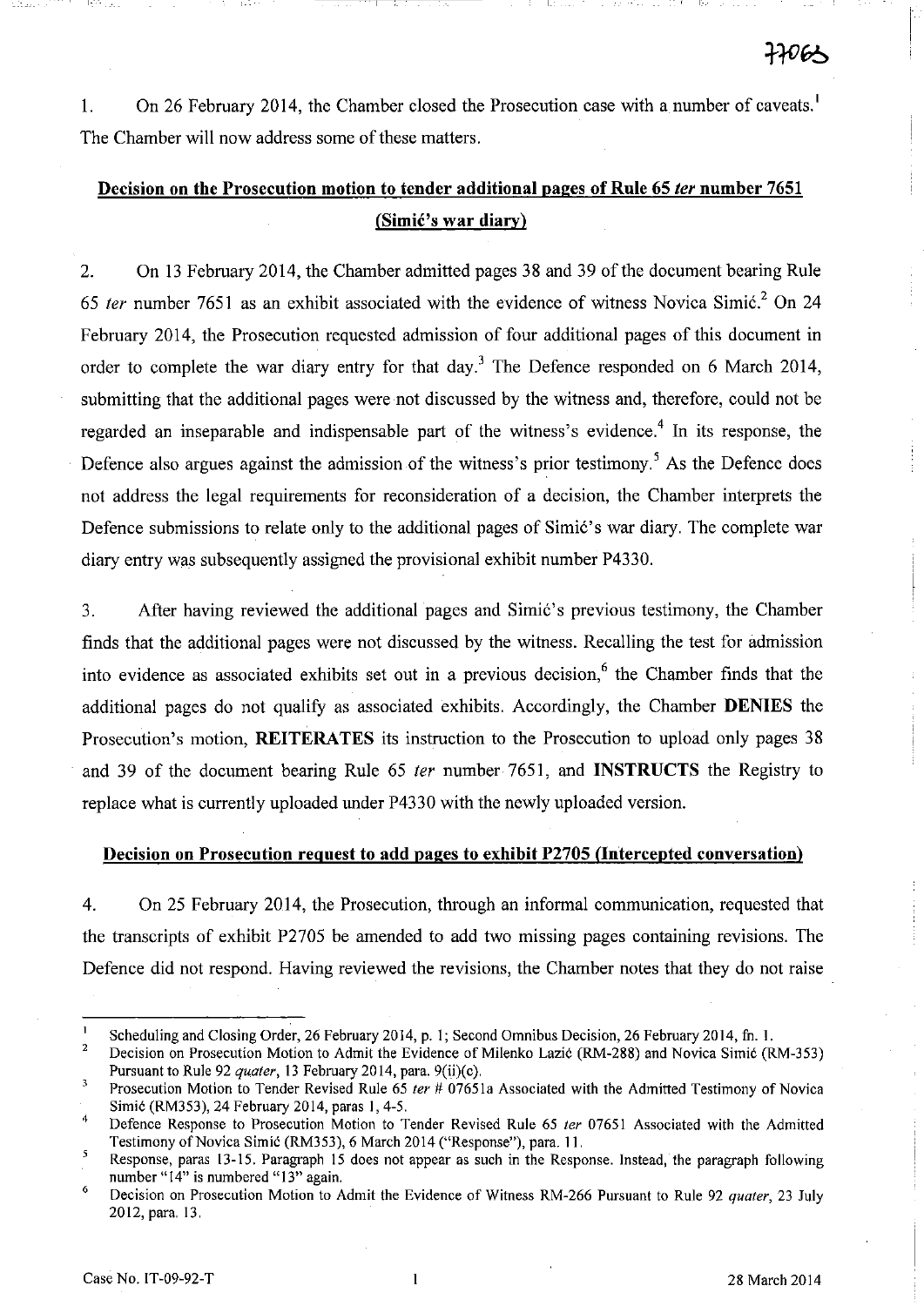1. On 26 February 2014, the Chamber closed the Prosecution case with a number of caveats.[1] The Chamber will now address some of these matters.

## Decision on the Prosecution motion to tender additional pages of Rule 65 *ter* number 7651 (Simić's war diary)

2. On 13 February 2014, the Chamber admitted pages 38 and 39 of the document bearing Rule 65 *ter* number 7651 as an exhibit associated with the evidence of witness Novica Simić.[2] On 24 February 2014, the Prosecution requested admission of four additional pages of this document in order to complete the war diary entry for that day.[3] The Defence responded on 6 March 2014, submitting that the additional pages were not discussed by the witness and, therefore, could not be regarded an inseparable and indispensable part of the witness's evidence.[4] In its response, the Defence also argues against the admission of the witness's prior testimony.[5] As the Defence does not address the legal requirements for reconsideration of a decision, the Chamber interprets the Defence submissions to relate only to the additional pages of Simić's war diary. The complete war diary entry was subsequently assigned the provisional exhibit number P4330.

3. After having reviewed the additional pages and Simić's previous testimony, the Chamber finds that the additional pages were not discussed by the witness. Recalling the test for admission into evidence as associated exhibits set out in a previous decision,[6] the Chamber finds that the additional pages do not qualify as associated exhibits. Accordingly, the Chamber **DENIES** the Prosecution's motion, **REITERATES** its instruction to the Prosecution to upload only pages 38 and 39 of the document bearing Rule 65 *ter* number 7651, and **INSTRUCTS** the Registry to replace what is currently uploaded under P4330 with the newly uploaded version.

## Decision on Prosecution request to add pages to exhibit P2705 (Intercepted conversation)

4. On 25 February 2014, the Prosecution, through an informal communication, requested that the transcripts of exhibit P2705 be amended to add two missing pages containing revisions. The Defence did not respond. Having reviewed the revisions, the Chamber notes that they do not raise

---

[1] Scheduling and Closing Order, 26 February 2014, p. 1; Second Omnibus Decision, 26 February 2014, fn. 1.

[2] Decision on Prosecution Motion to Admit the Evidence of Milenko Lazić (RM-288) and Novica Simić (RM-353) Pursuant to Rule 92 *quater*, 13 February 2014, para. 9(ii)(c).

[3] Prosecution Motion to Tender Revised Rule 65 *ter* # 07651a Associated with the Admitted Testimony of Novica Simić (RM353), 24 February 2014, paras 1, 4-5.

[4] Defence Response to Prosecution Motion to Tender Revised Rule 65 *ter* 07651 Associated with the Admitted Testimony of Novica Simić (RM353), 6 March 2014 ("Response"), para. 11.

[5] Response, paras 13-15. Paragraph 15 does not appear as such in the Response. Instead, the paragraph following number "14" is numbered "13" again.

[6] Decision on Prosecution Motion to Admit the Evidence of Witness RM-266 Pursuant to Rule 92 *quater*, 23 July 2012, para. 13.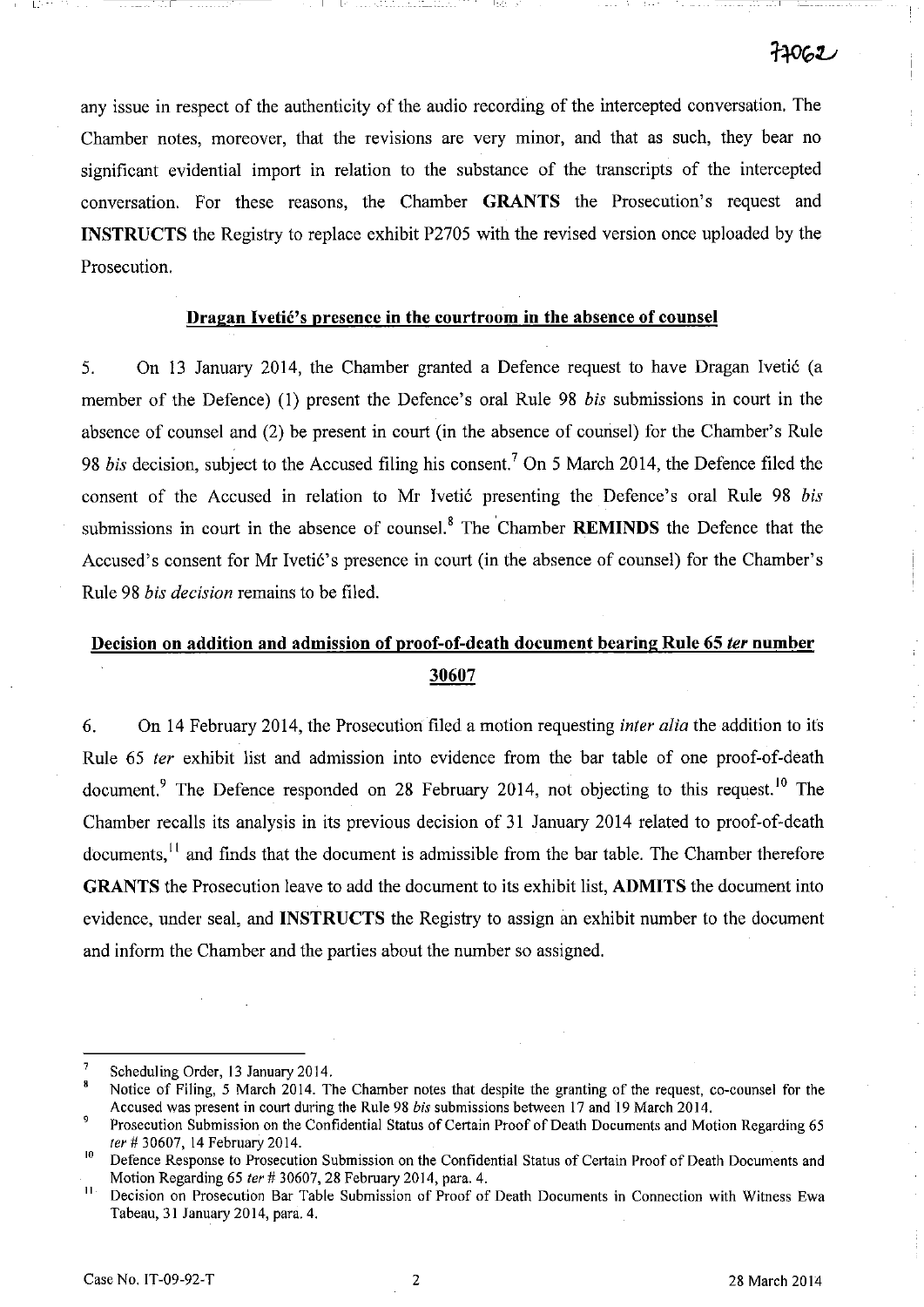any issue in respect of the authenticity of the audio recording of the intercepted conversation. The Chamber notes, moreover, that the revisions are very minor, and that as such, they bear no significant evidential import in relation to the substance of the transcripts of the intercepted conversation. For these reasons, the Chamber **GRANTS** the Prosecution's request and **INSTRUCTS** the Registry to replace exhibit P2705 with the revised version once uploaded by the Prosecution.

## Dragan Ivetić's presence in the courtroom in the absence of counsel

5. On 13 January 2014, the Chamber granted a Defence request to have Dragan Ivetić (a member of the Defence) (1) present the Defence's oral Rule 98 *bis* submissions in court in the absence of counsel and (2) be present in court (in the absence of counsel) for the Chamber's Rule 98 *bis* decision, subject to the Accused filing his consent.[7] On 5 March 2014, the Defence filed the consent of the Accused in relation to Mr Ivetić presenting the Defence's oral Rule 98 *bis* submissions in court in the absence of counsel.[8] The Chamber **REMINDS** the Defence that the Accused's consent for Mr Ivetić's presence in court (in the absence of counsel) for the Chamber's Rule 98 *bis decision* remains to be filed.

## Decision on addition and admission of proof-of-death document bearing Rule 65 *ter* number 30607

6. On 14 February 2014, the Prosecution filed a motion requesting *inter alia* the addition to its Rule 65 *ter* exhibit list and admission into evidence from the bar table of one proof-of-death document.[9] The Defence responded on 28 February 2014, not objecting to this request.[10] The Chamber recalls its analysis in its previous decision of 31 January 2014 related to proof-of-death documents,[11] and finds that the document is admissible from the bar table. The Chamber therefore **GRANTS** the Prosecution leave to add the document to its exhibit list, **ADMITS** the document into evidence, under seal, and **INSTRUCTS** the Registry to assign an exhibit number to the document and inform the Chamber and the parties about the number so assigned.

---

[7] Scheduling Order, 13 January 2014.

[8] Notice of Filing, 5 March 2014. The Chamber notes that despite the granting of the request, co-counsel for the Accused was present in court during the Rule 98 *bis* submissions between 17 and 19 March 2014.

[9] Prosecution Submission on the Confidential Status of Certain Proof of Death Documents and Motion Regarding 65 *ter* # 30607, 14 February 2014.

[10] Defence Response to Prosecution Submission on the Confidential Status of Certain Proof of Death Documents and Motion Regarding 65 *ter* # 30607, 28 February 2014, para. 4.

[11] Decision on Prosecution Bar Table Submission of Proof of Death Documents in Connection with Witness Ewa Tabeau, 31 January 2014, para. 4.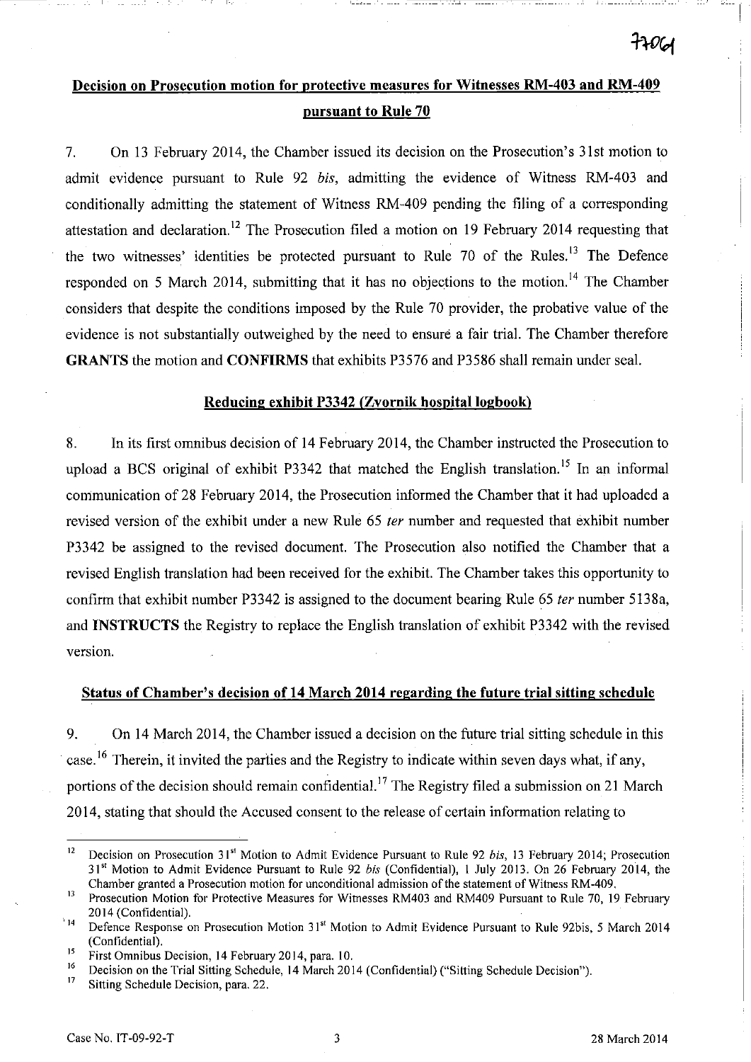## Decision on Prosecution motion for protective measures for Witnesses RM-403 and RM-409 pursuant to Rule 70

7. On 13 February 2014, the Chamber issued its decision on the Prosecution's 31st motion to admit evidence pursuant to Rule 92 *bis*, admitting the evidence of Witness RM-403 and conditionally admitting the statement of Witness RM-409 pending the filing of a corresponding attestation and declaration.[12] The Prosecution filed a motion on 19 February 2014 requesting that the two witnesses' identities be protected pursuant to Rule 70 of the Rules.[13] The Defence responded on 5 March 2014, submitting that it has no objections to the motion.[14] The Chamber considers that despite the conditions imposed by the Rule 70 provider, the probative value of the evidence is not substantially outweighed by the need to ensure a fair trial. The Chamber therefore **GRANTS** the motion and **CONFIRMS** that exhibits P3576 and P3586 shall remain under seal.

## Reducing exhibit P3342 (Zvornik hospital logbook)

8. In its first omnibus decision of 14 February 2014, the Chamber instructed the Prosecution to upload a BCS original of exhibit P3342 that matched the English translation.[15] In an informal communication of 28 February 2014, the Prosecution informed the Chamber that it had uploaded a revised version of the exhibit under a new Rule 65 *ter* number and requested that exhibit number P3342 be assigned to the revised document. The Prosecution also notified the Chamber that a revised English translation had been received for the exhibit. The Chamber takes this opportunity to confirm that exhibit number P3342 is assigned to the document bearing Rule 65 *ter* number 5138a, and **INSTRUCTS** the Registry to replace the English translation of exhibit P3342 with the revised version.

## Status of Chamber's decision of 14 March 2014 regarding the future trial sitting schedule

9. On 14 March 2014, the Chamber issued a decision on the future trial sitting schedule in this case.[16] Therein, it invited the parties and the Registry to indicate within seven days what, if any, portions of the decision should remain confidential.[17] The Registry filed a submission on 21 March 2014, stating that should the Accused consent to the release of certain information relating to

---

[12] Decision on Prosecution 31st Motion to Admit Evidence Pursuant to Rule 92 *bis*, 13 February 2014; Prosecution 31st Motion to Admit Evidence Pursuant to Rule 92 *bis* (Confidential), 1 July 2013. On 26 February 2014, the Chamber granted a Prosecution motion for unconditional admission of the statement of Witness RM-409.

[13] Prosecution Motion for Protective Measures for Witnesses RM403 and RM409 Pursuant to Rule 70, 19 February 2014 (Confidential).

[14] Defence Response on Prosecution Motion 31st Motion to Admit Evidence Pursuant to Rule 92bis, 5 March 2014 (Confidential).

[15] First Omnibus Decision, 14 February 2014, para. 10.

[16] Decision on the Trial Sitting Schedule, 14 March 2014 (Confidential) ("Sitting Schedule Decision").

[17] Sitting Schedule Decision, para. 22.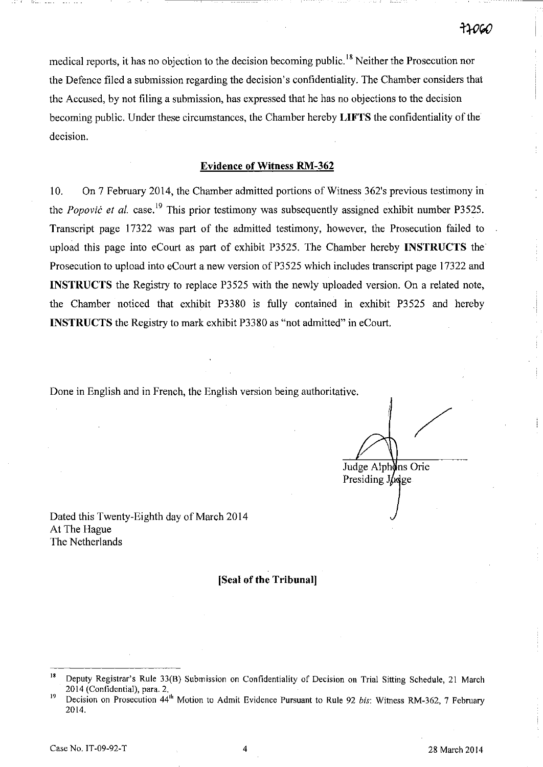medical reports, it has no objection to the decision becoming public.[18] Neither the Prosecution nor the Defence filed a submission regarding the decision's confidentiality. The Chamber considers that the Accused, by not filing a submission, has expressed that he has no objections to the decision becoming public. Under these circumstances, the Chamber hereby **LIFTS** the confidentiality of the decision.

## Evidence of Witness RM-362

10. On 7 February 2014, the Chamber admitted portions of Witness 362's previous testimony in the *Popović et al.* case.[19] This prior testimony was subsequently assigned exhibit number P3525. Transcript page 17322 was part of the admitted testimony, however, the Prosecution failed to upload this page into eCourt as part of exhibit P3525. The Chamber hereby **INSTRUCTS** the Prosecution to upload into eCourt a new version of P3525 which includes transcript page 17322 and **INSTRUCTS** the Registry to replace P3525 with the newly uploaded version. On a related note, the Chamber noticed that exhibit P3380 is fully contained in exhibit P3525 and hereby **INSTRUCTS** the Registry to mark exhibit P3380 as "not admitted" in eCourt.

Done in English and in French, the English version being authoritative.

Judge Alphons Orie
Presiding Judge

Dated this Twenty-Eighth day of March 2014
At The Hague
The Netherlands

**[Seal of the Tribunal]**

---

[18] Deputy Registrar's Rule 33(B) Submission on Confidentiality of Decision on Trial Sitting Schedule, 21 March 2014 (Confidential), para. 2.

[19] Decision on Prosecution 44th Motion to Admit Evidence Pursuant to Rule 92 *bis*: Witness RM-362, 7 February 2014.